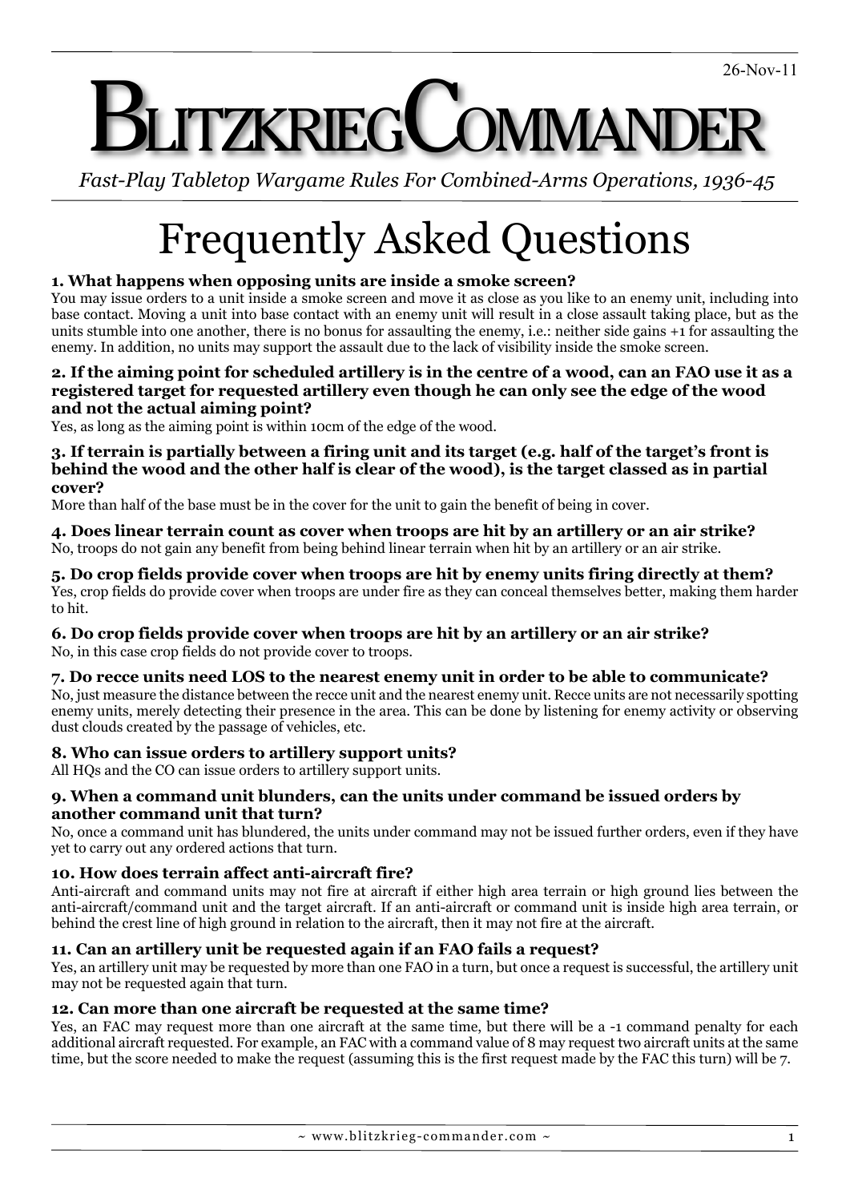26-Nov-11

# BLITZKRIEGCOMMANDER

*Fast-Play Tabletop Wargame Rules For Combined-Arms Operations, 1936-45*

# Frequently Asked Questions

**1. What happens when opposing units are inside a smoke screen?**
You may issue orders to a unit inside a smoke screen and move it as close as you like to an enemy unit, including into base contact. Moving a unit into base contact with an enemy unit will result in a close assault taking place, but as the units stumble into one another, there is no bonus for assaulting the enemy, i.e.: neither side gains +1 for assaulting the enemy. In addition, no units may support the assault due to the lack of visibility inside the smoke screen.

**2. If the aiming point for scheduled artillery is in the centre of a wood, can an FAO use it as a registered target for requested artillery even though he can only see the edge of the wood and not the actual aiming point?**
Yes, as long as the aiming point is within 10cm of the edge of the wood.

**3. If terrain is partially between a firing unit and its target (e.g. half of the target's front is behind the wood and the other half is clear of the wood), is the target classed as in partial cover?**
More than half of the base must be in the cover for the unit to gain the benefit of being in cover.

**4. Does linear terrain count as cover when troops are hit by an artillery or an air strike?**
No, troops do not gain any benefit from being behind linear terrain when hit by an artillery or an air strike.

**5. Do crop fields provide cover when troops are hit by enemy units firing directly at them?**
Yes, crop fields do provide cover when troops are under fire as they can conceal themselves better, making them harder to hit.

**6. Do crop fields provide cover when troops are hit by an artillery or an air strike?**
No, in this case crop fields do not provide cover to troops.

**7. Do recce units need LOS to the nearest enemy unit in order to be able to communicate?**
No, just measure the distance between the recce unit and the nearest enemy unit. Recce units are not necessarily spotting enemy units, merely detecting their presence in the area. This can be done by listening for enemy activity or observing dust clouds created by the passage of vehicles, etc.

**8. Who can issue orders to artillery support units?**
All HQs and the CO can issue orders to artillery support units.

**9. When a command unit blunders, can the units under command be issued orders by another command unit that turn?**
No, once a command unit has blundered, the units under command may not be issued further orders, even if they have yet to carry out any ordered actions that turn.

**10. How does terrain affect anti-aircraft fire?**
Anti-aircraft and command units may not fire at aircraft if either high area terrain or high ground lies between the anti-aircraft/command unit and the target aircraft. If an anti-aircraft or command unit is inside high area terrain, or behind the crest line of high ground in relation to the aircraft, then it may not fire at the aircraft.

**11. Can an artillery unit be requested again if an FAO fails a request?**
Yes, an artillery unit may be requested by more than one FAO in a turn, but once a request is successful, the artillery unit may not be requested again that turn.

**12. Can more than one aircraft be requested at the same time?**
Yes, an FAC may request more than one aircraft at the same time, but there will be a -1 command penalty for each additional aircraft requested. For example, an FAC with a command value of 8 may request two aircraft units at the same time, but the score needed to make the request (assuming this is the first request made by the FAC this turn) will be 7.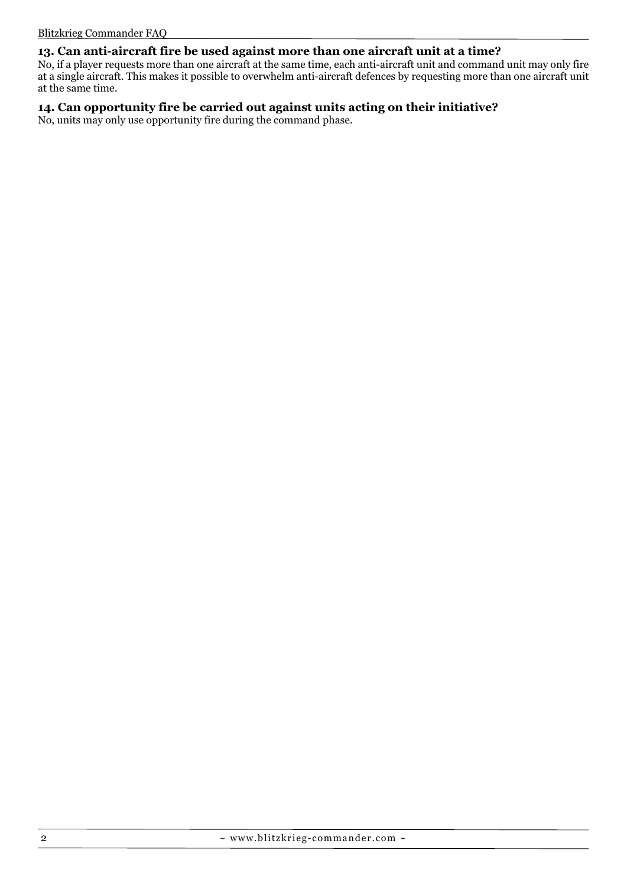### 13. Can anti-aircraft fire be used against more than one aircraft unit at a time?

No, if a player requests more than one aircraft at the same time, each anti-aircraft unit and command unit may only fire at a single aircraft. This makes it possible to overwhelm anti-aircraft defences by requesting more than one aircraft unit at the same time.

### 14. Can opportunity fire be carried out against units acting on their initiative?

No, units may only use opportunity fire during the command phase.